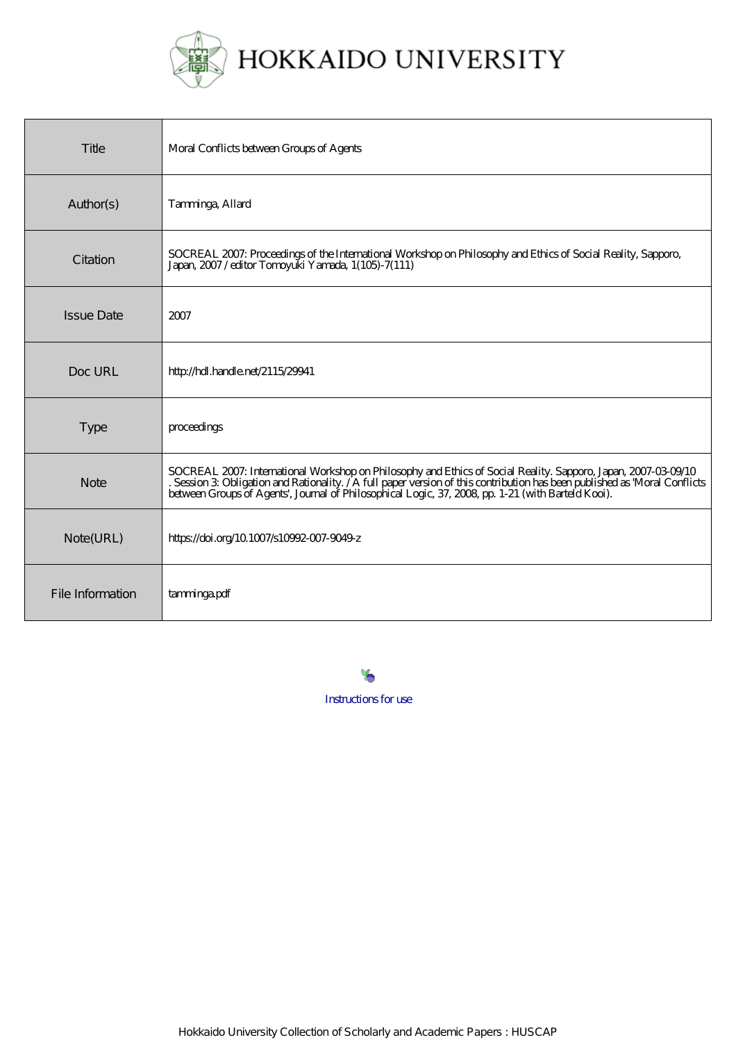# HOKKAIDO UNIVERSITY

| | |
|---|---|
| Title | Moral Conflicts between Groups of Agents |
| Author(s) | Tamminga, Allard |
| Citation | SOCREAL 2007: Proceedings of the International Workshop on Philosophy and Ethics of Social Reality, Sapporo, Japan, 2007 / editor Tomoyuki Yamada, 1(105)-7(111) |
| Issue Date | 2007 |
| Doc URL | http://hdl.handle.net/2115/29941 |
| Type | proceedings |
| Note | SOCREAL 2007: International Workshop on Philosophy and Ethics of Social Reality. Sapporo, Japan, 2007-03-09/10 . Session 3: Obligation and Rationality. / A full paper version of this contribution has been published as 'Moral Conflicts between Groups of Agents', Journal of Philosophical Logic, 37, 2008, pp. 1-21 (with Barteld Kooi). |
| Note(URL) | https://doi.org/10.1007/s10992-007-9049-z |
| File Information | tamminga.pdf |

Instructions for use

Hokkaido University Collection of Scholarly and Academic Papers : HUSCAP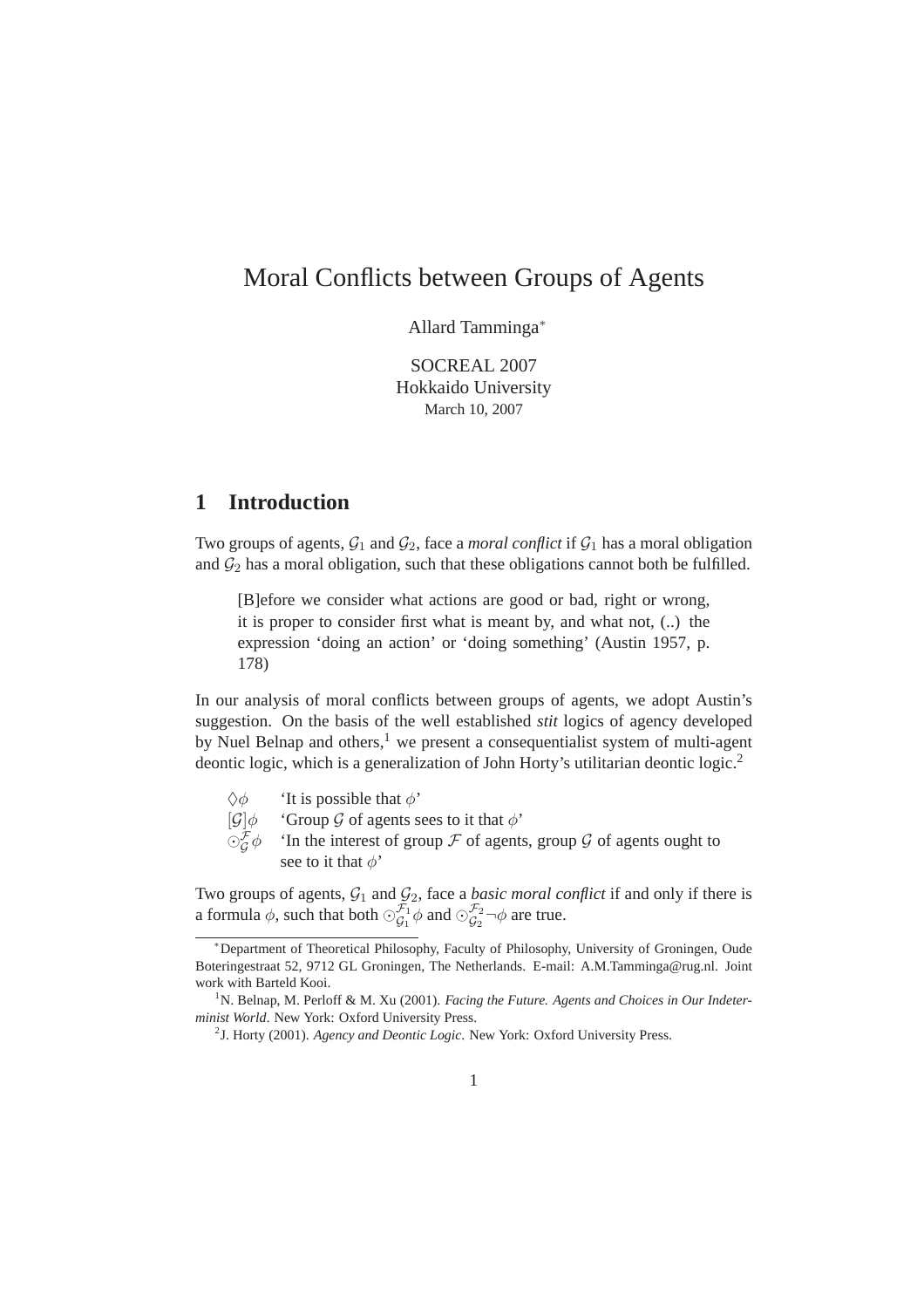# Moral Conflicts between Groups of Agents

Allard Tamminga*

SOCREAL 2007
Hokkaido University
March 10, 2007

## 1 Introduction

Two groups of agents, $\mathcal{G}_1$ and $\mathcal{G}_2$, face a *moral conflict* if $\mathcal{G}_1$ has a moral obligation and $\mathcal{G}_2$ has a moral obligation, such that these obligations cannot both be fulfilled.

> [B]efore we consider what actions are good or bad, right or wrong, it is proper to consider first what is meant by, and what not, (..) the expression 'doing an action' or 'doing something' (Austin 1957, p. 178)

In our analysis of moral conflicts between groups of agents, we adopt Austin's suggestion. On the basis of the well established *stit* logics of agency developed by Nuel Belnap and others,[1] we present a consequentialist system of multi-agent deontic logic, which is a generalization of John Horty's utilitarian deontic logic.[2]

- $\Diamond\phi$ 'It is possible that $\phi$'
- $[\mathcal{G}]\phi$ 'Group $\mathcal{G}$ of agents sees to it that $\phi$'
- $\odot^{\mathcal{F}}_{\mathcal{G}}\phi$ 'In the interest of group $\mathcal{F}$ of agents, group $\mathcal{G}$ of agents ought to see to it that $\phi$'

Two groups of agents, $\mathcal{G}_1$ and $\mathcal{G}_2$, face a *basic moral conflict* if and only if there is a formula $\phi$, such that both $\odot^{\mathcal{F}_1}_{\mathcal{G}_1}\phi$ and $\odot^{\mathcal{F}_2}_{\mathcal{G}_2}\neg\phi$ are true.

---

*Department of Theoretical Philosophy, Faculty of Philosophy, University of Groningen, Oude Boteringestraat 52, 9712 GL Groningen, The Netherlands. E-mail: A.M.Tamminga@rug.nl. Joint work with Barteld Kooi.

[1] N. Belnap, M. Perloff & M. Xu (2001). *Facing the Future. Agents and Choices in Our Indeterminist World*. New York: Oxford University Press.

[2] J. Horty (2001). *Agency and Deontic Logic*. New York: Oxford University Press.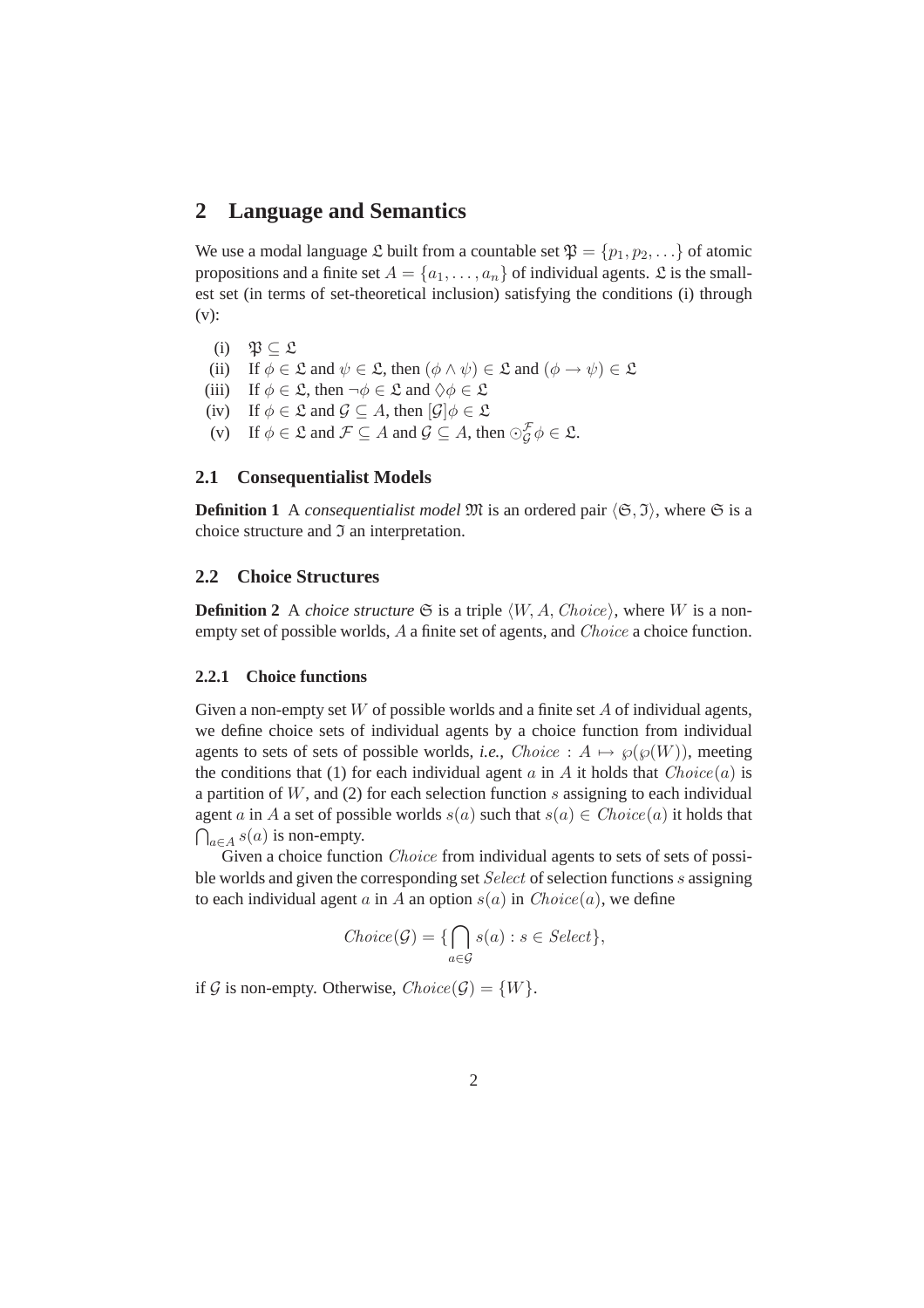## 2 Language and Semantics

We use a modal language $\mathfrak{L}$ built from a countable set $\mathfrak{P} = \{p_1, p_2, \ldots\}$ of atomic propositions and a finite set $A = \{a_1, \ldots, a_n\}$ of individual agents. $\mathfrak{L}$ is the smallest set (in terms of set-theoretical inclusion) satisfying the conditions (i) through (v):

- (i) $\mathfrak{P} \subseteq \mathfrak{L}$
- (ii) If $\phi \in \mathfrak{L}$ and $\psi \in \mathfrak{L}$, then $(\phi \wedge \psi) \in \mathfrak{L}$ and $(\phi \rightarrow \psi) \in \mathfrak{L}$
- (iii) If $\phi \in \mathfrak{L}$, then $\neg\phi \in \mathfrak{L}$ and $\Diamond\phi \in \mathfrak{L}$
- (iv) If $\phi \in \mathfrak{L}$ and $\mathcal{G} \subseteq A$, then $[\mathcal{G}]\phi \in \mathfrak{L}$
- (v) If $\phi \in \mathfrak{L}$ and $\mathcal{F} \subseteq A$ and $\mathcal{G} \subseteq A$, then $\odot_{\mathcal{G}}^{\mathcal{F}}\phi \in \mathfrak{L}$.

### 2.1 Consequentialist Models

**Definition 1** A *consequentialist model* $\mathfrak{M}$ is an ordered pair $\langle \mathfrak{S}, \mathfrak{I} \rangle$, where $\mathfrak{S}$ is a choice structure and $\mathfrak{I}$ an interpretation.

### 2.2 Choice Structures

**Definition 2** A *choice structure* $\mathfrak{S}$ is a triple $\langle W, A, \mathit{Choice} \rangle$, where $W$ is a non-empty set of possible worlds, $A$ a finite set of agents, and $\mathit{Choice}$ a choice function.

#### 2.2.1 Choice functions

Given a non-empty set $W$ of possible worlds and a finite set $A$ of individual agents, we define choice sets of individual agents by a choice function from individual agents to sets of sets of possible worlds, *i.e.*, $\mathit{Choice} : A \mapsto \wp(\wp(W))$, meeting the conditions that (1) for each individual agent $a$ in $A$ it holds that $\mathit{Choice}(a)$ is a partition of $W$, and (2) for each selection function $s$ assigning to each individual agent $a$ in $A$ a set of possible worlds $s(a)$ such that $s(a) \in \mathit{Choice}(a)$ it holds that $\bigcap_{a \in A} s(a)$ is non-empty.

Given a choice function $\mathit{Choice}$ from individual agents to sets of sets of possible worlds and given the corresponding set $\mathit{Select}$ of selection functions $s$ assigning to each individual agent $a$ in $A$ an option $s(a)$ in $\mathit{Choice}(a)$, we define

$$\mathit{Choice}(\mathcal{G}) = \{\bigcap_{a \in \mathcal{G}} s(a) : s \in \mathit{Select}\},$$

if $\mathcal{G}$ is non-empty. Otherwise, $\mathit{Choice}(\mathcal{G}) = \{W\}$.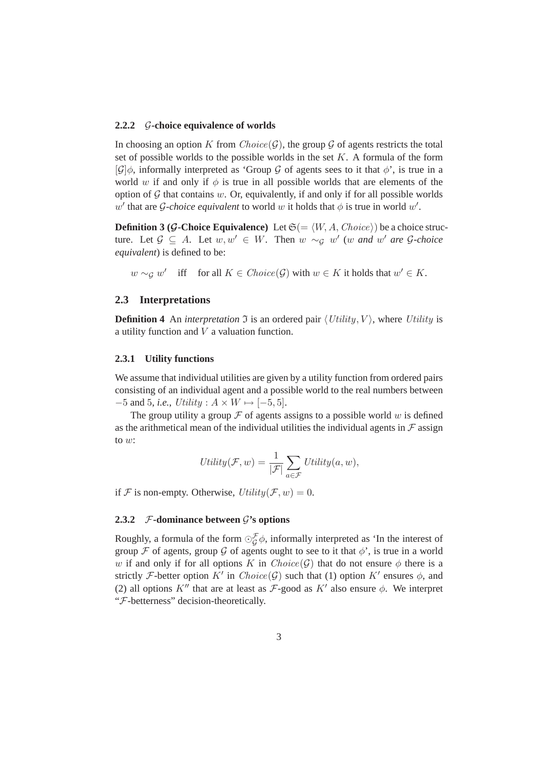#### 2.2.2 $\mathcal{G}$-choice equivalence of worlds

In choosing an option $K$ from $Choice(\mathcal{G})$, the group $\mathcal{G}$ of agents restricts the total set of possible worlds to the possible worlds in the set $K$. A formula of the form $[\mathcal{G}]\phi$, informally interpreted as 'Group $\mathcal{G}$ of agents sees to it that $\phi$', is true in a world $w$ if and only if $\phi$ is true in all possible worlds that are elements of the option of $\mathcal{G}$ that contains $w$. Or, equivalently, if and only if for all possible worlds $w'$ that are *$\mathcal{G}$-choice equivalent* to world $w$ it holds that $\phi$ is true in world $w'$.

**Definition 3 ($\mathcal{G}$-Choice Equivalence)** Let $\mathfrak{S}(= \langle W, A, Choice\rangle)$ be a choice structure. Let $\mathcal{G} \subseteq A$. Let $w, w' \in W$. Then $w \sim_{\mathcal{G}} w'$ (*$w$ and $w'$ are $\mathcal{G}$-choice equivalent*) is defined to be:

$$w \sim_{\mathcal{G}} w' \quad \text{iff} \quad \text{for all } K \in Choice(\mathcal{G}) \text{ with } w \in K \text{ it holds that } w' \in K.$$

### 2.3 Interpretations

**Definition 4** An *interpretation* $\mathfrak{I}$ is an ordered pair $\langle Utility, V\rangle$, where $Utility$ is a utility function and $V$ a valuation function.

#### 2.3.1 Utility functions

We assume that individual utilities are given by a utility function from ordered pairs consisting of an individual agent and a possible world to the real numbers between $-5$ and $5$, *i.e.*, $Utility : A \times W \mapsto [-5, 5]$.

The group utility a group $\mathcal{F}$ of agents assigns to a possible world $w$ is defined as the arithmetical mean of the individual utilities the individual agents in $\mathcal{F}$ assign to $w$:

$$Utility(\mathcal{F}, w) = \frac{1}{|\mathcal{F}|}\sum_{a\in\mathcal{F}} Utility(a, w),$$

if $\mathcal{F}$ is non-empty. Otherwise, $Utility(\mathcal{F}, w) = 0$.

#### 2.3.2 $\mathcal{F}$-dominance between $\mathcal{G}$'s options

Roughly, a formula of the form $\odot^{\mathcal{F}}_{\mathcal{G}}\phi$, informally interpreted as 'In the interest of group $\mathcal{F}$ of agents, group $\mathcal{G}$ of agents ought to see to it that $\phi$', is true in a world $w$ if and only if for all options $K$ in $Choice(\mathcal{G})$ that do not ensure $\phi$ there is a strictly $\mathcal{F}$-better option $K'$ in $Choice(\mathcal{G})$ such that (1) option $K'$ ensures $\phi$, and (2) all options $K''$ that are at least as $\mathcal{F}$-good as $K'$ also ensure $\phi$. We interpret "$\mathcal{F}$-betterness" decision-theoretically.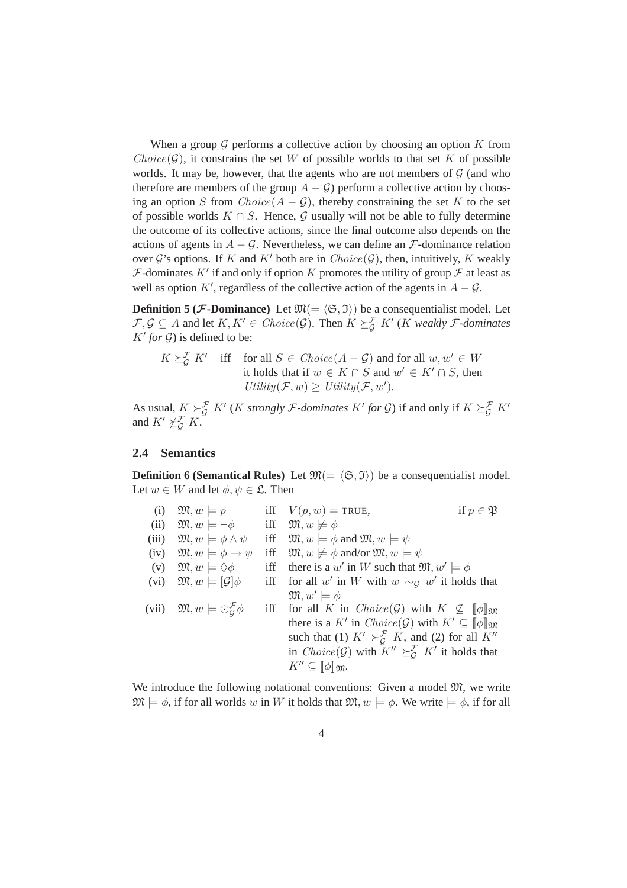When a group $\mathcal{G}$ performs a collective action by choosing an option $K$ from $Choice(\mathcal{G})$, it constrains the set $W$ of possible worlds to that set $K$ of possible worlds. It may be, however, that the agents who are not members of $\mathcal{G}$ (and who therefore are members of the group $A - \mathcal{G}$) perform a collective action by choosing an option $S$ from $Choice(A - \mathcal{G})$, thereby constraining the set $K$ to the set of possible worlds $K \cap S$. Hence, $\mathcal{G}$ usually will not be able to fully determine the outcome of its collective actions, since the final outcome also depends on the actions of agents in $A - \mathcal{G}$. Nevertheless, we can define an $\mathcal{F}$-dominance relation over $\mathcal{G}$'s options. If $K$ and $K'$ both are in $Choice(\mathcal{G})$, then, intuitively, $K$ weakly $\mathcal{F}$-dominates $K'$ if and only if option $K$ promotes the utility of group $\mathcal{F}$ at least as well as option $K'$, regardless of the collective action of the agents in $A - \mathcal{G}$.

**Definition 5 ($\mathcal{F}$-Dominance)** Let $\mathfrak{M}(= \langle \mathfrak{S}, \mathfrak{I} \rangle)$ be a consequentialist model. Let $\mathcal{F}, \mathcal{G} \subseteq A$ and let $K, K' \in Choice(\mathcal{G})$. Then $K \succeq^{\mathcal{F}}_{\mathcal{G}} K'$ (*$K$ weakly $\mathcal{F}$-dominates $K'$ for $\mathcal{G}$*) is defined to be:

$K \succeq^{\mathcal{F}}_{\mathcal{G}} K'$ iff for all $S \in Choice(A - \mathcal{G})$ and for all $w, w' \in W$ it holds that if $w \in K \cap S$ and $w' \in K' \cap S$, then $Utility(\mathcal{F}, w) \geq Utility(\mathcal{F}, w')$.

As usual, $K \succ^{\mathcal{F}}_{\mathcal{G}} K'$ (*$K$ strongly $\mathcal{F}$-dominates $K'$ for $\mathcal{G}$*) if and only if $K \succeq^{\mathcal{F}}_{\mathcal{G}} K'$ and $K' \not\succeq^{\mathcal{F}}_{\mathcal{G}} K$.

## 2.4 Semantics

**Definition 6 (Semantical Rules)** Let $\mathfrak{M}(= \langle \mathfrak{S}, \mathfrak{I} \rangle)$ be a consequentialist model. Let $w \in W$ and let $\phi, \psi \in \mathfrak{L}$. Then

(i) $\mathfrak{M}, w \models p$ iff $V(p, w) = $ TRUE, if $p \in \mathfrak{P}$

(ii) $\mathfrak{M}, w \models \neg\phi$ iff $\mathfrak{M}, w \not\models \phi$

(iii) $\mathfrak{M}, w \models \phi \wedge \psi$ iff $\mathfrak{M}, w \models \phi$ and $\mathfrak{M}, w \models \psi$

(iv) $\mathfrak{M}, w \models \phi \rightarrow \psi$ iff $\mathfrak{M}, w \not\models \phi$ and/or $\mathfrak{M}, w \models \psi$

(v) $\mathfrak{M}, w \models \Diamond\phi$ iff there is a $w'$ in $W$ such that $\mathfrak{M}, w' \models \phi$

(vi) $\mathfrak{M}, w \models [\mathcal{G}]\phi$ iff for all $w'$ in $W$ with $w \sim_{\mathcal{G}} w'$ it holds that $\mathfrak{M}, w' \models \phi$

(vii) $\mathfrak{M}, w \models \odot^{\mathcal{F}}_{\mathcal{G}}\phi$ iff for all $K$ in $Choice(\mathcal{G})$ with $K \not\subseteq [\![\phi]\!]_{\mathfrak{M}}$ there is a $K'$ in $Choice(\mathcal{G})$ with $K' \subseteq [\![\phi]\!]_{\mathfrak{M}}$ such that (1) $K' \succ^{\mathcal{F}}_{\mathcal{G}} K$, and (2) for all $K''$ in $Choice(\mathcal{G})$ with $K'' \succeq^{\mathcal{F}}_{\mathcal{G}} K'$ it holds that $K'' \subseteq [\![\phi]\!]_{\mathfrak{M}}$.

We introduce the following notational conventions: Given a model $\mathfrak{M}$, we write $\mathfrak{M} \models \phi$, if for all worlds $w$ in $W$ it holds that $\mathfrak{M}, w \models \phi$. We write $\models \phi$, if for all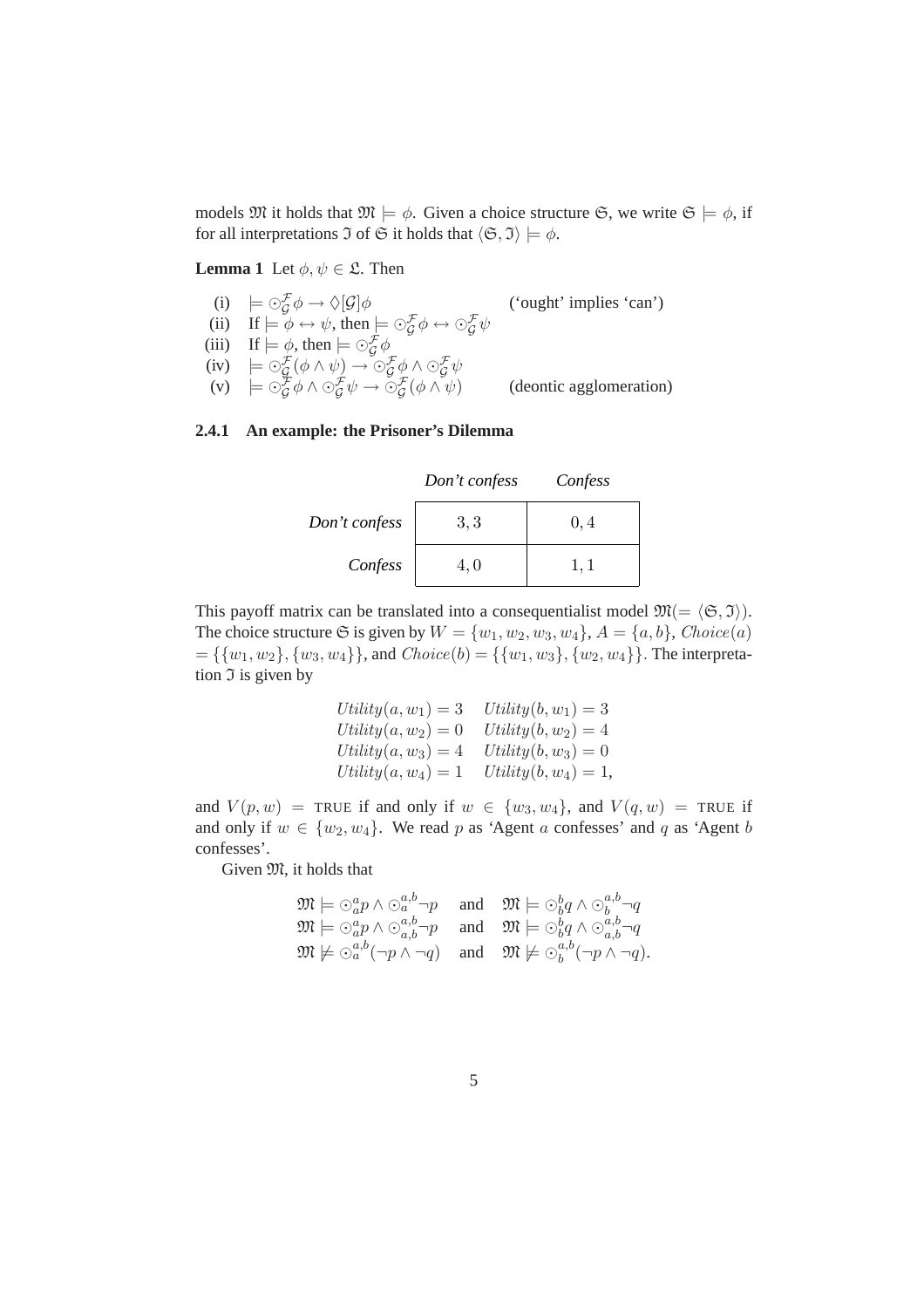models $\mathfrak{M}$ it holds that $\mathfrak{M} \models \phi$. Given a choice structure $\mathfrak{S}$, we write $\mathfrak{S} \models \phi$, if for all interpretations $\mathfrak{I}$ of $\mathfrak{S}$ it holds that $\langle \mathfrak{S}, \mathfrak{I} \rangle \models \phi$.

**Lemma 1** Let $\phi, \psi \in \mathfrak{L}$. Then

(i) $\models \odot^{\mathcal{F}}_{\mathcal{G}} \phi \rightarrow \Diamond[\mathcal{G}]\phi$ ('ought' implies 'can')

(ii) If $\models \phi \leftrightarrow \psi$, then $\models \odot^{\mathcal{F}}_{\mathcal{G}} \phi \leftrightarrow \odot^{\mathcal{F}}_{\mathcal{G}} \psi$

(iii) If $\models \phi$, then $\models \odot^{\mathcal{F}}_{\mathcal{G}} \phi$

(iv) $\models \odot^{\mathcal{F}}_{\mathcal{G}} (\phi \wedge \psi) \rightarrow \odot^{\mathcal{F}}_{\mathcal{G}} \phi \wedge \odot^{\mathcal{F}}_{\mathcal{G}} \psi$

(v) $\models \odot^{\mathcal{F}}_{\mathcal{G}} \phi \wedge \odot^{\mathcal{F}}_{\mathcal{G}} \psi \rightarrow \odot^{\mathcal{F}}_{\mathcal{G}} (\phi \wedge \psi)$ (deontic agglomeration)

### 2.4.1 An example: the Prisoner's Dilemma

| | *Don't confess* | *Confess* |
|---|---|---|
| *Don't confess* | $3, 3$ | $0, 4$ |
| *Confess* | $4, 0$ | $1, 1$ |

This payoff matrix can be translated into a consequentialist model $\mathfrak{M}(= \langle \mathfrak{S}, \mathfrak{I} \rangle)$. The choice structure $\mathfrak{S}$ is given by $W = \{w_1, w_2, w_3, w_4\}$, $A = \{a, b\}$, $Choice(a) = \{\{w_1, w_2\}, \{w_3, w_4\}\}$, and $Choice(b) = \{\{w_1, w_3\}, \{w_2, w_4\}\}$. The interpretation $\mathfrak{I}$ is given by

$$
\begin{array}{ll}
Utility(a, w_1) = 3 & Utility(b, w_1) = 3 \\
Utility(a, w_2) = 0 & Utility(b, w_2) = 4 \\
Utility(a, w_3) = 4 & Utility(b, w_3) = 0 \\
Utility(a, w_4) = 1 & Utility(b, w_4) = 1,
\end{array}
$$

and $V(p, w) =$ TRUE if and only if $w \in \{w_3, w_4\}$, and $V(q, w) =$ TRUE if and only if $w \in \{w_2, w_4\}$. We read $p$ as 'Agent $a$ confesses' and $q$ as 'Agent $b$ confesses'.

Given $\mathfrak{M}$, it holds that

$$
\begin{array}{lll}
\mathfrak{M} \models \odot^{a}_{a} p \wedge \odot^{a,b}_{a} \neg p & \text{and} & \mathfrak{M} \models \odot^{b}_{b} q \wedge \odot^{a,b}_{b} \neg q \\
\mathfrak{M} \models \odot^{a}_{a} p \wedge \odot^{a,b}_{a,b} \neg p & \text{and} & \mathfrak{M} \models \odot^{b}_{b} q \wedge \odot^{a,b}_{a,b} \neg q \\
\mathfrak{M} \not\models \odot^{a,b}_{a} (\neg p \wedge \neg q) & \text{and} & \mathfrak{M} \not\models \odot^{a,b}_{b} (\neg p \wedge \neg q).
\end{array}
$$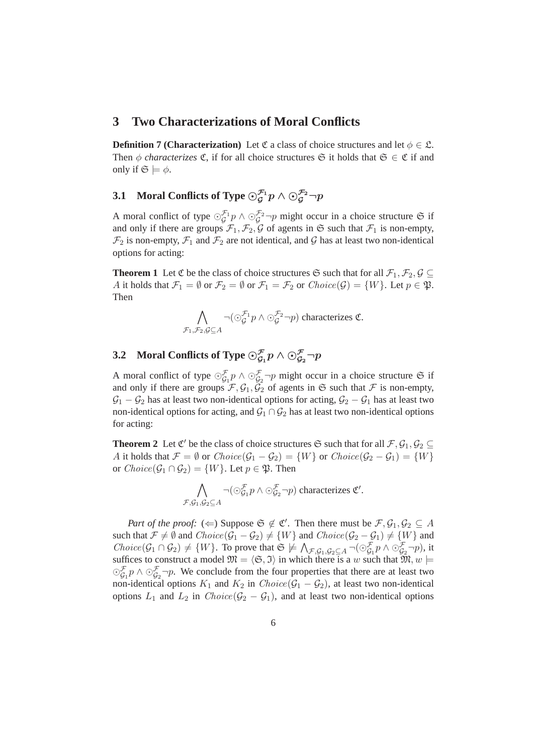## 3 Two Characterizations of Moral Conflicts

**Definition 7 (Characterization)** Let $\mathfrak{C}$ a class of choice structures and let $\phi \in \mathfrak{L}$. Then $\phi$ *characterizes* $\mathfrak{C}$, if for all choice structures $\mathfrak{S}$ it holds that $\mathfrak{S} \in \mathfrak{C}$ if and only if $\mathfrak{S} \models \phi$.

### 3.1 Moral Conflicts of Type $\odot_{\mathcal{G}}^{\mathcal{F}_1} p \wedge \odot_{\mathcal{G}}^{\mathcal{F}_2} \neg p$

A moral conflict of type $\odot_{\mathcal{G}}^{\mathcal{F}_1} p \wedge \odot_{\mathcal{G}}^{\mathcal{F}_2} \neg p$ might occur in a choice structure $\mathfrak{S}$ if and only if there are groups $\mathcal{F}_1, \mathcal{F}_2, \mathcal{G}$ of agents in $\mathfrak{S}$ such that $\mathcal{F}_1$ is non-empty, $\mathcal{F}_2$ is non-empty, $\mathcal{F}_1$ and $\mathcal{F}_2$ are not identical, and $\mathcal{G}$ has at least two non-identical options for acting:

**Theorem 1** Let $\mathfrak{C}$ be the class of choice structures $\mathfrak{S}$ such that for all $\mathcal{F}_1, \mathcal{F}_2, \mathcal{G} \subseteq A$ it holds that $\mathcal{F}_1 = \emptyset$ or $\mathcal{F}_2 = \emptyset$ or $\mathcal{F}_1 = \mathcal{F}_2$ or $Choice(\mathcal{G}) = \{W\}$. Let $p \in \mathfrak{P}$. Then

$$\bigwedge_{\mathcal{F}_1, \mathcal{F}_2, \mathcal{G} \subseteq A} \neg(\odot_{\mathcal{G}}^{\mathcal{F}_1} p \wedge \odot_{\mathcal{G}}^{\mathcal{F}_2} \neg p) \text{ characterizes } \mathfrak{C}.$$

### 3.2 Moral Conflicts of Type $\odot_{\mathcal{G}_1}^{\mathcal{F}} p \wedge \odot_{\mathcal{G}_2}^{\mathcal{F}} \neg p$

A moral conflict of type $\odot_{\mathcal{G}_1}^{\mathcal{F}} p \wedge \odot_{\mathcal{G}_2}^{\mathcal{F}} \neg p$ might occur in a choice structure $\mathfrak{S}$ if and only if there are groups $\mathcal{F}, \mathcal{G}_1, \mathcal{G}_2$ of agents in $\mathfrak{S}$ such that $\mathcal{F}$ is non-empty, $\mathcal{G}_1 - \mathcal{G}_2$ has at least two non-identical options for acting, $\mathcal{G}_2 - \mathcal{G}_1$ has at least two non-identical options for acting, and $\mathcal{G}_1 \cap \mathcal{G}_2$ has at least two non-identical options for acting:

**Theorem 2** Let $\mathfrak{C}'$ be the class of choice structures $\mathfrak{S}$ such that for all $\mathcal{F}, \mathcal{G}_1, \mathcal{G}_2 \subseteq A$ it holds that $\mathcal{F} = \emptyset$ or $Choice(\mathcal{G}_1 - \mathcal{G}_2) = \{W\}$ or $Choice(\mathcal{G}_2 - \mathcal{G}_1) = \{W\}$ or $Choice(\mathcal{G}_1 \cap \mathcal{G}_2) = \{W\}$. Let $p \in \mathfrak{P}$. Then

$$\bigwedge_{\mathcal{F}, \mathcal{G}_1, \mathcal{G}_2 \subseteq A} \neg(\odot_{\mathcal{G}_1}^{\mathcal{F}} p \wedge \odot_{\mathcal{G}_2}^{\mathcal{F}} \neg p) \text{ characterizes } \mathfrak{C}'.$$

*Part of the proof:* ($\Leftarrow$) Suppose $\mathfrak{S} \notin \mathfrak{C}'$. Then there must be $\mathcal{F}, \mathcal{G}_1, \mathcal{G}_2 \subseteq A$ such that $\mathcal{F} \neq \emptyset$ and $Choice(\mathcal{G}_1 - \mathcal{G}_2) \neq \{W\}$ and $Choice(\mathcal{G}_2 - \mathcal{G}_1) \neq \{W\}$ and $Choice(\mathcal{G}_1 \cap \mathcal{G}_2) \neq \{W\}$. To prove that $\mathfrak{S} \not\models \bigwedge_{\mathcal{F}, \mathcal{G}_1, \mathcal{G}_2 \subseteq A} \neg(\odot_{\mathcal{G}_1}^{\mathcal{F}} p \wedge \odot_{\mathcal{G}_2}^{\mathcal{F}} \neg p)$, it suffices to construct a model $\mathfrak{M} = \langle \mathfrak{S}, \mathfrak{I} \rangle$ in which there is a $w$ such that $\mathfrak{M}, w \models \odot_{\mathcal{G}_1}^{\mathcal{F}} p \wedge \odot_{\mathcal{G}_2}^{\mathcal{F}} \neg p$. We conclude from the four properties that there are at least two non-identical options $K_1$ and $K_2$ in $Choice(\mathcal{G}_1 - \mathcal{G}_2)$, at least two non-identical options $L_1$ and $L_2$ in $Choice(\mathcal{G}_2 - \mathcal{G}_1)$, and at least two non-identical options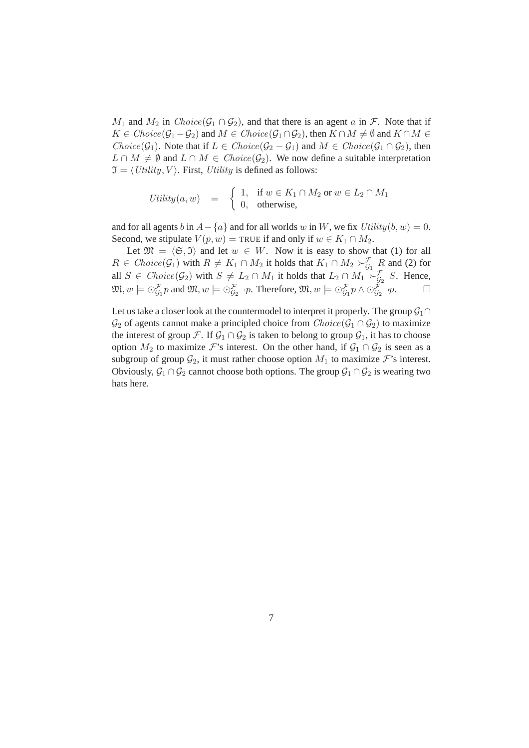$M_1$ and $M_2$ in $Choice(\mathcal{G}_1 \cap \mathcal{G}_2)$, and that there is an agent $a$ in $\mathcal{F}$. Note that if $K \in Choice(\mathcal{G}_1 - \mathcal{G}_2)$ and $M \in Choice(\mathcal{G}_1 \cap \mathcal{G}_2)$, then $K \cap M \neq \emptyset$ and $K \cap M \in Choice(\mathcal{G}_1)$. Note that if $L \in Choice(\mathcal{G}_2 - \mathcal{G}_1)$ and $M \in Choice(\mathcal{G}_1 \cap \mathcal{G}_2)$, then $L \cap M \neq \emptyset$ and $L \cap M \in Choice(\mathcal{G}_2)$. We now define a suitable interpretation $\mathfrak{I} = \langle Utility, V \rangle$. First, $Utility$ is defined as follows:

$$Utility(a, w) \quad = \quad \begin{cases} 1, & \text{if } w \in K_1 \cap M_2 \text{ or } w \in L_2 \cap M_1 \\ 0, & \text{otherwise,} \end{cases}$$

and for all agents $b$ in $A - \{a\}$ and for all worlds $w$ in $W$, we fix $Utility(b, w) = 0$. Second, we stipulate $V(p, w) = \text{TRUE}$ if and only if $w \in K_1 \cap M_2$.

Let $\mathfrak{M} = \langle \mathfrak{S}, \mathfrak{I} \rangle$ and let $w \in W$. Now it is easy to show that (1) for all $R \in Choice(\mathcal{G}_1)$ with $R \neq K_1 \cap M_2$ it holds that $K_1 \cap M_2 \succ^{\mathcal{F}}_{\mathcal{G}_1} R$ and (2) for all $S \in Choice(\mathcal{G}_2)$ with $S \neq L_2 \cap M_1$ it holds that $L_2 \cap M_1 \succ^{\mathcal{F}}_{\mathcal{G}_2} S$. Hence, $\mathfrak{M}, w \models \odot^{\mathcal{F}}_{\mathcal{G}_1} p$ and $\mathfrak{M}, w \models \odot^{\mathcal{F}}_{\mathcal{G}_2} \neg p$. Therefore, $\mathfrak{M}, w \models \odot^{\mathcal{F}}_{\mathcal{G}_1} p \wedge \odot^{\mathcal{F}}_{\mathcal{G}_2} \neg p$. □

Let us take a closer look at the countermodel to interpret it properly. The group $\mathcal{G}_1 \cap \mathcal{G}_2$ of agents cannot make a principled choice from $Choice(\mathcal{G}_1 \cap \mathcal{G}_2)$ to maximize the interest of group $\mathcal{F}$. If $\mathcal{G}_1 \cap \mathcal{G}_2$ is taken to belong to group $\mathcal{G}_1$, it has to choose option $M_2$ to maximize $\mathcal{F}$'s interest. On the other hand, if $\mathcal{G}_1 \cap \mathcal{G}_2$ is seen as a subgroup of group $\mathcal{G}_2$, it must rather choose option $M_1$ to maximize $\mathcal{F}$'s interest. Obviously, $\mathcal{G}_1 \cap \mathcal{G}_2$ cannot choose both options. The group $\mathcal{G}_1 \cap \mathcal{G}_2$ is wearing two hats here.